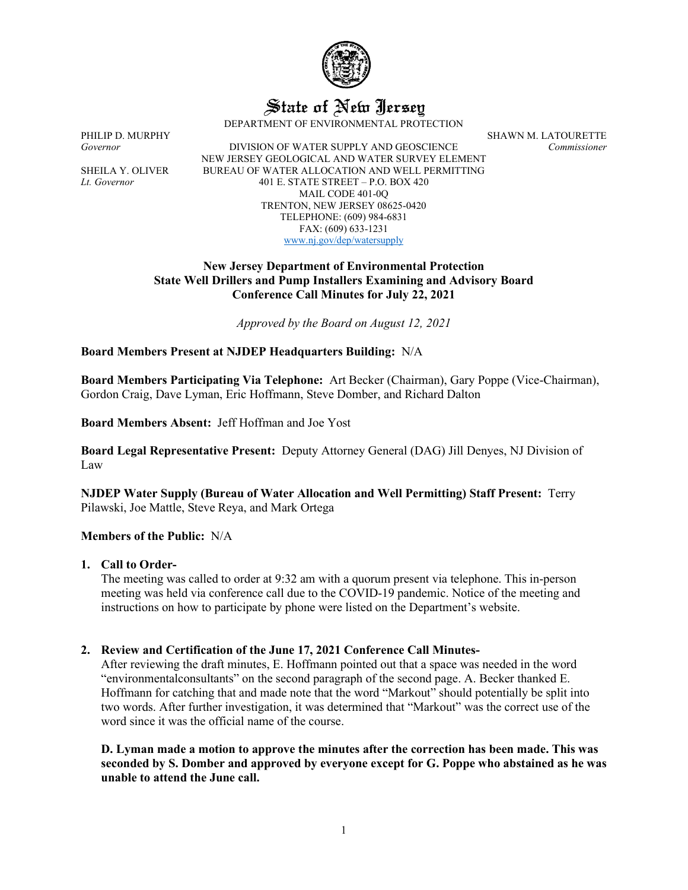# State of New Jersey

DEPARTMENT OF ENVIRONMENTAL PROTECTION

PHILIP D. MURPHY
*Governor*

SHEILA Y. OLIVER
*Lt. Governor*

DIVISION OF WATER SUPPLY AND GEOSCIENCE
NEW JERSEY GEOLOGICAL AND WATER SURVEY ELEMENT
BUREAU OF WATER ALLOCATION AND WELL PERMITTING
401 E. STATE STREET – P.O. BOX 420
MAIL CODE 401-0Q
TRENTON, NEW JERSEY 08625-0420
TELEPHONE: (609) 984-6831
FAX: (609) 633-1231
www.nj.gov/dep/watersupply

SHAWN M. LATOURETTE
*Commissioner*

**New Jersey Department of Environmental Protection**
**State Well Drillers and Pump Installers Examining and Advisory Board**
**Conference Call Minutes for July 22, 2021**

*Approved by the Board on August 12, 2021*

**Board Members Present at NJDEP Headquarters Building:** N/A

**Board Members Participating Via Telephone:** Art Becker (Chairman), Gary Poppe (Vice-Chairman), Gordon Craig, Dave Lyman, Eric Hoffmann, Steve Domber, and Richard Dalton

**Board Members Absent:** Jeff Hoffman and Joe Yost

**Board Legal Representative Present:** Deputy Attorney General (DAG) Jill Denyes, NJ Division of Law

**NJDEP Water Supply (Bureau of Water Allocation and Well Permitting) Staff Present:** Terry Pilawski, Joe Mattle, Steve Reya, and Mark Ortega

**Members of the Public:** N/A

1. **Call to Order-**
   The meeting was called to order at 9:32 am with a quorum present via telephone. This in-person meeting was held via conference call due to the COVID-19 pandemic. Notice of the meeting and instructions on how to participate by phone were listed on the Department's website.

2. **Review and Certification of the June 17, 2021 Conference Call Minutes-**
   After reviewing the draft minutes, E. Hoffmann pointed out that a space was needed in the word "environmentalconsultants" on the second paragraph of the second page. A. Becker thanked E. Hoffmann for catching that and made note that the word "Markout" should potentially be split into two words. After further investigation, it was determined that "Markout" was the correct use of the word since it was the official name of the course.

   **D. Lyman made a motion to approve the minutes after the correction has been made. This was seconded by S. Domber and approved by everyone except for G. Poppe who abstained as he was unable to attend the June call.**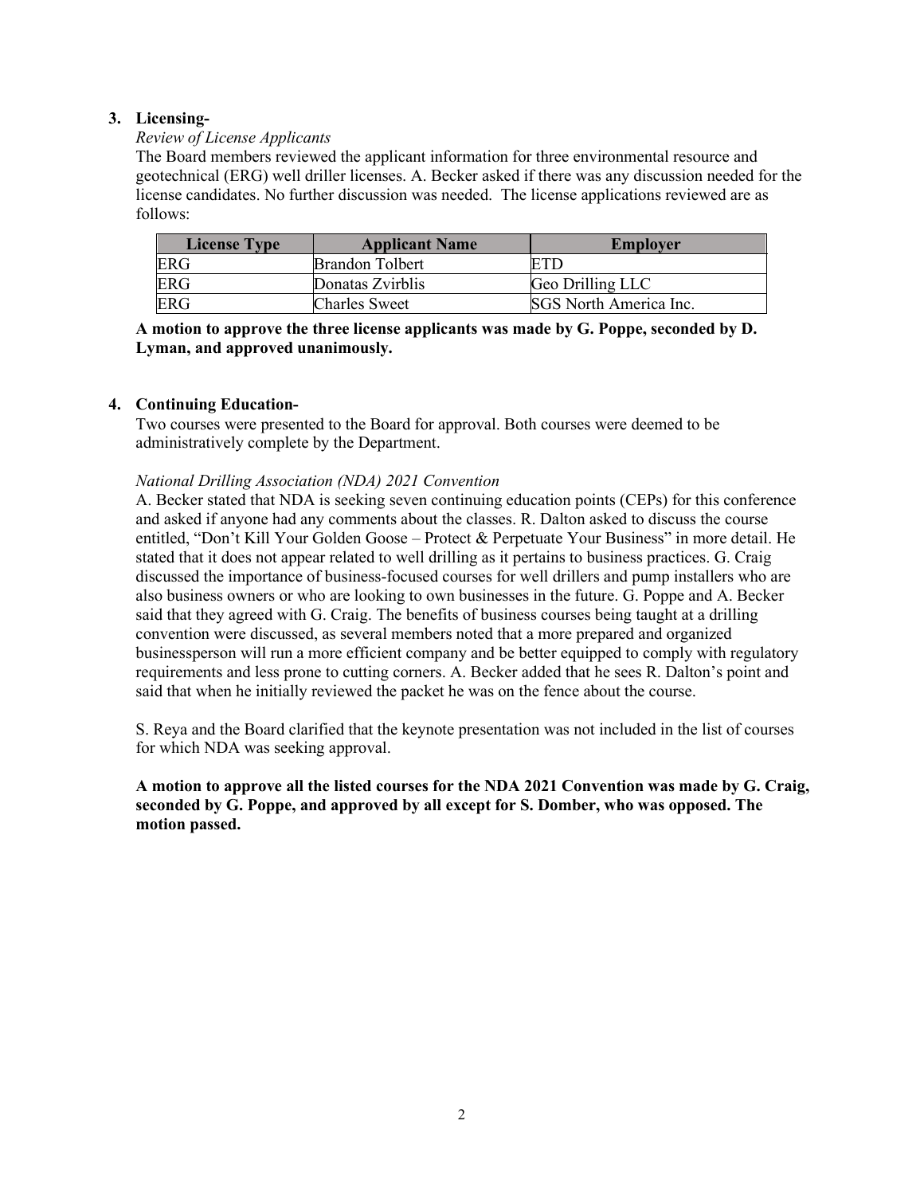**3. Licensing-**

*Review of License Applicants*

The Board members reviewed the applicant information for three environmental resource and geotechnical (ERG) well driller licenses. A. Becker asked if there was any discussion needed for the license candidates. No further discussion was needed. The license applications reviewed are as follows:

| License Type | Applicant Name | Employer |
|---|---|---|
| ERG | Brandon Tolbert | ETD |
| ERG | Donatas Zvirblis | Geo Drilling LLC |
| ERG | Charles Sweet | SGS North America Inc. |

**A motion to approve the three license applicants was made by G. Poppe, seconded by D. Lyman, and approved unanimously.**

**4. Continuing Education-**

Two courses were presented to the Board for approval. Both courses were deemed to be administratively complete by the Department.

*National Drilling Association (NDA) 2021 Convention*

A. Becker stated that NDA is seeking seven continuing education points (CEPs) for this conference and asked if anyone had any comments about the classes. R. Dalton asked to discuss the course entitled, "Don't Kill Your Golden Goose – Protect & Perpetuate Your Business" in more detail. He stated that it does not appear related to well drilling as it pertains to business practices. G. Craig discussed the importance of business-focused courses for well drillers and pump installers who are also business owners or who are looking to own businesses in the future. G. Poppe and A. Becker said that they agreed with G. Craig. The benefits of business courses being taught at a drilling convention were discussed, as several members noted that a more prepared and organized businessperson will run a more efficient company and be better equipped to comply with regulatory requirements and less prone to cutting corners. A. Becker added that he sees R. Dalton's point and said that when he initially reviewed the packet he was on the fence about the course.

S. Reya and the Board clarified that the keynote presentation was not included in the list of courses for which NDA was seeking approval.

**A motion to approve all the listed courses for the NDA 2021 Convention was made by G. Craig, seconded by G. Poppe, and approved by all except for S. Domber, who was opposed. The motion passed.**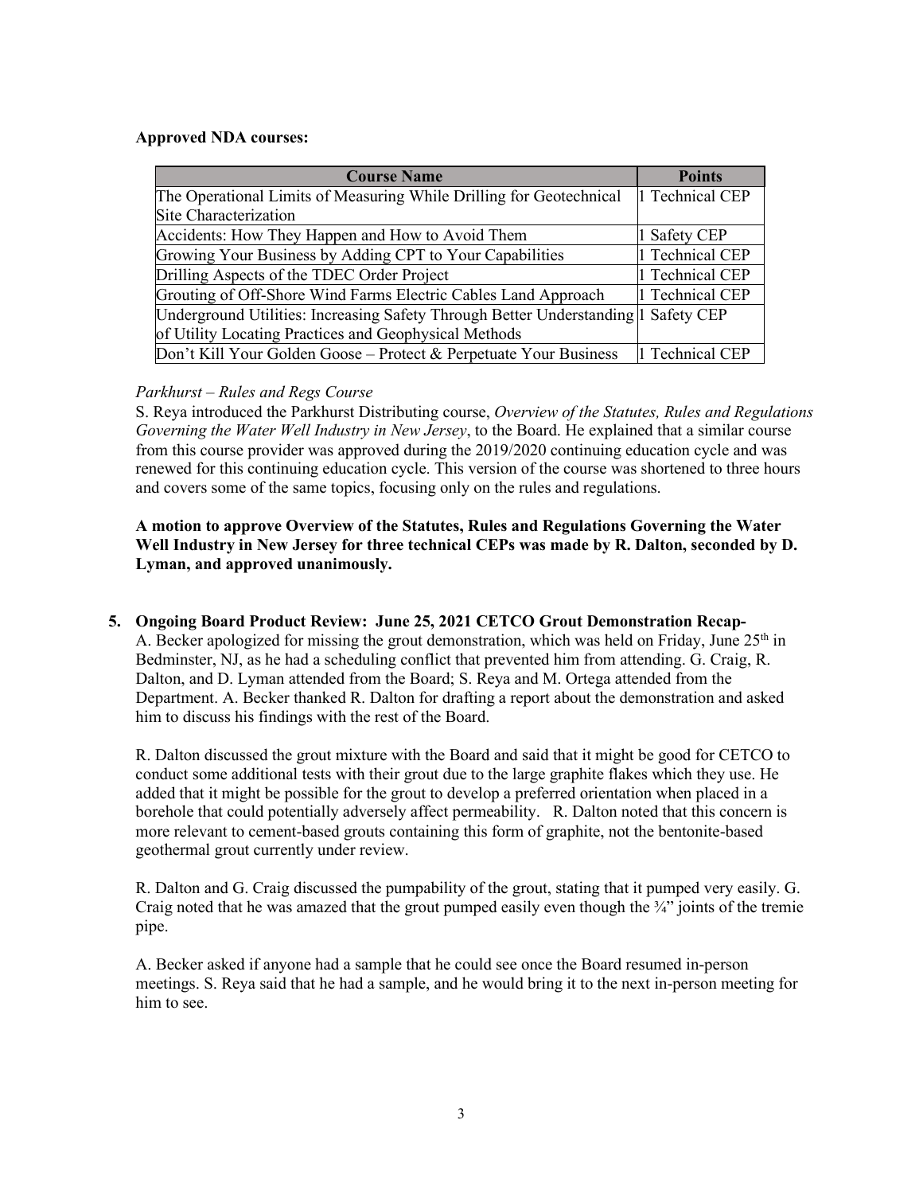**Approved NDA courses:**

| Course Name | Points |
|---|---|
| The Operational Limits of Measuring While Drilling for Geotechnical Site Characterization | 1 Technical CEP |
| Accidents: How They Happen and How to Avoid Them | 1 Safety CEP |
| Growing Your Business by Adding CPT to Your Capabilities | 1 Technical CEP |
| Drilling Aspects of the TDEC Order Project | 1 Technical CEP |
| Grouting of Off-Shore Wind Farms Electric Cables Land Approach | 1 Technical CEP |
| Underground Utilities: Increasing Safety Through Better Understanding of Utility Locating Practices and Geophysical Methods | 1 Safety CEP |
| Don't Kill Your Golden Goose – Protect & Perpetuate Your Business | 1 Technical CEP |

*Parkhurst – Rules and Regs Course*

S. Reya introduced the Parkhurst Distributing course, *Overview of the Statutes, Rules and Regulations Governing the Water Well Industry in New Jersey*, to the Board. He explained that a similar course from this course provider was approved during the 2019/2020 continuing education cycle and was renewed for this continuing education cycle. This version of the course was shortened to three hours and covers some of the same topics, focusing only on the rules and regulations.

**A motion to approve Overview of the Statutes, Rules and Regulations Governing the Water Well Industry in New Jersey for three technical CEPs was made by R. Dalton, seconded by D. Lyman, and approved unanimously.**

5. **Ongoing Board Product Review: June 25, 2021 CETCO Grout Demonstration Recap-**

A. Becker apologized for missing the grout demonstration, which was held on Friday, June 25th in Bedminster, NJ, as he had a scheduling conflict that prevented him from attending. G. Craig, R. Dalton, and D. Lyman attended from the Board; S. Reya and M. Ortega attended from the Department. A. Becker thanked R. Dalton for drafting a report about the demonstration and asked him to discuss his findings with the rest of the Board.

R. Dalton discussed the grout mixture with the Board and said that it might be good for CETCO to conduct some additional tests with their grout due to the large graphite flakes which they use. He added that it might be possible for the grout to develop a preferred orientation when placed in a borehole that could potentially adversely affect permeability. R. Dalton noted that this concern is more relevant to cement-based grouts containing this form of graphite, not the bentonite-based geothermal grout currently under review.

R. Dalton and G. Craig discussed the pumpability of the grout, stating that it pumped very easily. G. Craig noted that he was amazed that the grout pumped easily even though the ¾" joints of the tremie pipe.

A. Becker asked if anyone had a sample that he could see once the Board resumed in-person meetings. S. Reya said that he had a sample, and he would bring it to the next in-person meeting for him to see.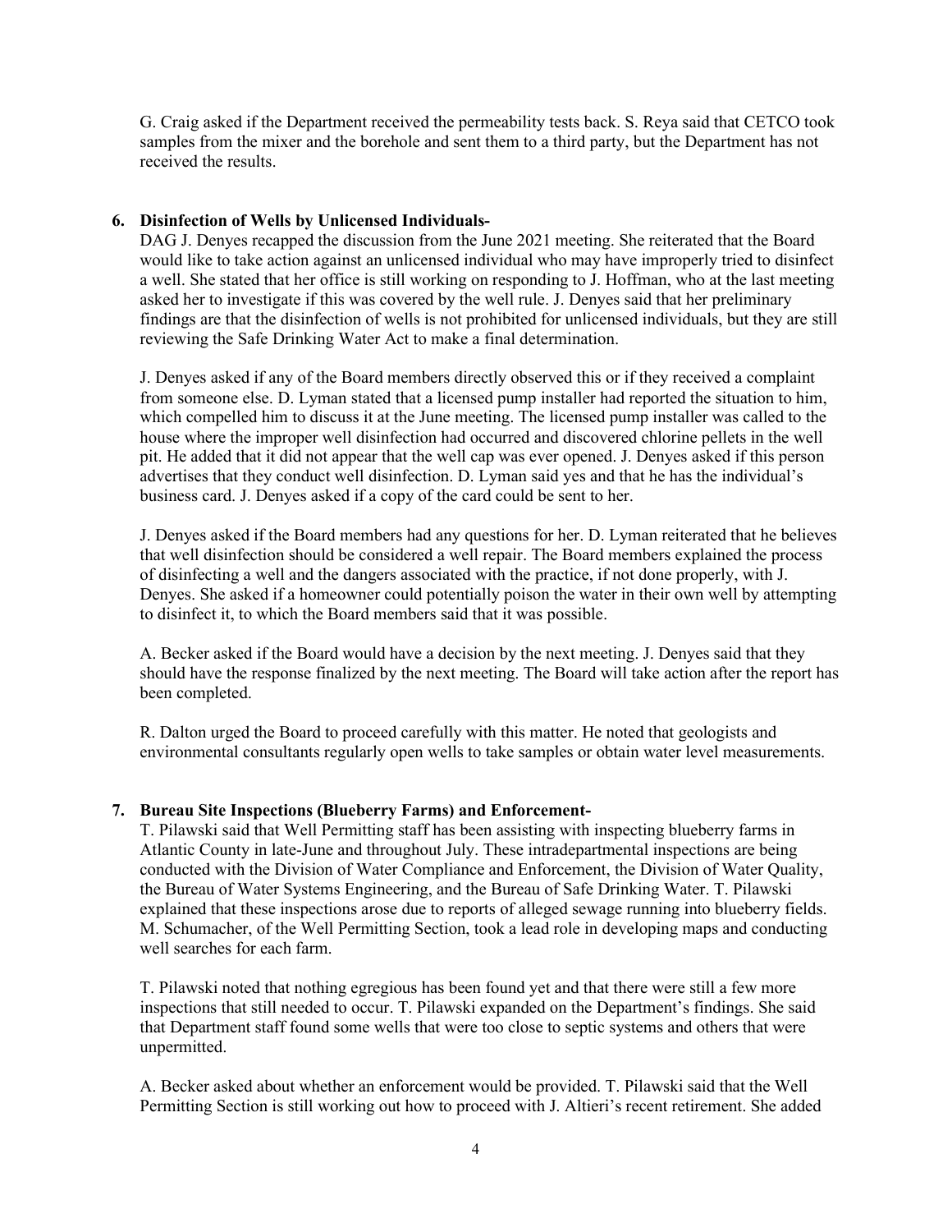G. Craig asked if the Department received the permeability tests back. S. Reya said that CETCO took samples from the mixer and the borehole and sent them to a third party, but the Department has not received the results.

**6. Disinfection of Wells by Unlicensed Individuals-**

DAG J. Denyes recapped the discussion from the June 2021 meeting. She reiterated that the Board would like to take action against an unlicensed individual who may have improperly tried to disinfect a well. She stated that her office is still working on responding to J. Hoffman, who at the last meeting asked her to investigate if this was covered by the well rule. J. Denyes said that her preliminary findings are that the disinfection of wells is not prohibited for unlicensed individuals, but they are still reviewing the Safe Drinking Water Act to make a final determination.

J. Denyes asked if any of the Board members directly observed this or if they received a complaint from someone else. D. Lyman stated that a licensed pump installer had reported the situation to him, which compelled him to discuss it at the June meeting. The licensed pump installer was called to the house where the improper well disinfection had occurred and discovered chlorine pellets in the well pit. He added that it did not appear that the well cap was ever opened. J. Denyes asked if this person advertises that they conduct well disinfection. D. Lyman said yes and that he has the individual's business card. J. Denyes asked if a copy of the card could be sent to her.

J. Denyes asked if the Board members had any questions for her. D. Lyman reiterated that he believes that well disinfection should be considered a well repair. The Board members explained the process of disinfecting a well and the dangers associated with the practice, if not done properly, with J. Denyes. She asked if a homeowner could potentially poison the water in their own well by attempting to disinfect it, to which the Board members said that it was possible.

A. Becker asked if the Board would have a decision by the next meeting. J. Denyes said that they should have the response finalized by the next meeting. The Board will take action after the report has been completed.

R. Dalton urged the Board to proceed carefully with this matter. He noted that geologists and environmental consultants regularly open wells to take samples or obtain water level measurements.

**7. Bureau Site Inspections (Blueberry Farms) and Enforcement-**

T. Pilawski said that Well Permitting staff has been assisting with inspecting blueberry farms in Atlantic County in late-June and throughout July. These intradepartmental inspections are being conducted with the Division of Water Compliance and Enforcement, the Division of Water Quality, the Bureau of Water Systems Engineering, and the Bureau of Safe Drinking Water. T. Pilawski explained that these inspections arose due to reports of alleged sewage running into blueberry fields. M. Schumacher, of the Well Permitting Section, took a lead role in developing maps and conducting well searches for each farm.

T. Pilawski noted that nothing egregious has been found yet and that there were still a few more inspections that still needed to occur. T. Pilawski expanded on the Department's findings. She said that Department staff found some wells that were too close to septic systems and others that were unpermitted.

A. Becker asked about whether an enforcement would be provided. T. Pilawski said that the Well Permitting Section is still working out how to proceed with J. Altieri's recent retirement. She added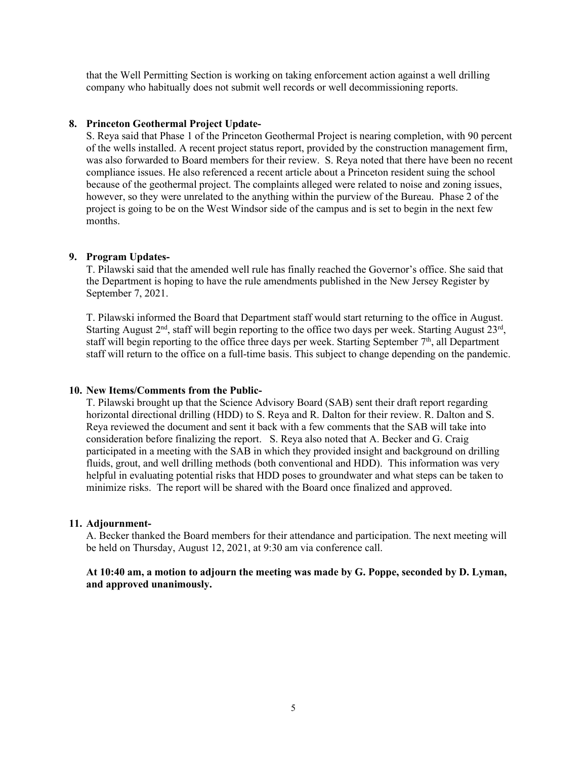that the Well Permitting Section is working on taking enforcement action against a well drilling company who habitually does not submit well records or well decommissioning reports.

**8. Princeton Geothermal Project Update-**

S. Reya said that Phase 1 of the Princeton Geothermal Project is nearing completion, with 90 percent of the wells installed. A recent project status report, provided by the construction management firm, was also forwarded to Board members for their review. S. Reya noted that there have been no recent compliance issues. He also referenced a recent article about a Princeton resident suing the school because of the geothermal project. The complaints alleged were related to noise and zoning issues, however, so they were unrelated to the anything within the purview of the Bureau. Phase 2 of the project is going to be on the West Windsor side of the campus and is set to begin in the next few months.

**9. Program Updates-**

T. Pilawski said that the amended well rule has finally reached the Governor's office. She said that the Department is hoping to have the rule amendments published in the New Jersey Register by September 7, 2021.

T. Pilawski informed the Board that Department staff would start returning to the office in August. Starting August 2nd, staff will begin reporting to the office two days per week. Starting August 23rd, staff will begin reporting to the office three days per week. Starting September 7th, all Department staff will return to the office on a full-time basis. This subject to change depending on the pandemic.

**10. New Items/Comments from the Public-**

T. Pilawski brought up that the Science Advisory Board (SAB) sent their draft report regarding horizontal directional drilling (HDD) to S. Reya and R. Dalton for their review. R. Dalton and S. Reya reviewed the document and sent it back with a few comments that the SAB will take into consideration before finalizing the report. S. Reya also noted that A. Becker and G. Craig participated in a meeting with the SAB in which they provided insight and background on drilling fluids, grout, and well drilling methods (both conventional and HDD). This information was very helpful in evaluating potential risks that HDD poses to groundwater and what steps can be taken to minimize risks. The report will be shared with the Board once finalized and approved.

**11. Adjournment-**

A. Becker thanked the Board members for their attendance and participation. The next meeting will be held on Thursday, August 12, 2021, at 9:30 am via conference call.

**At 10:40 am, a motion to adjourn the meeting was made by G. Poppe, seconded by D. Lyman, and approved unanimously.**